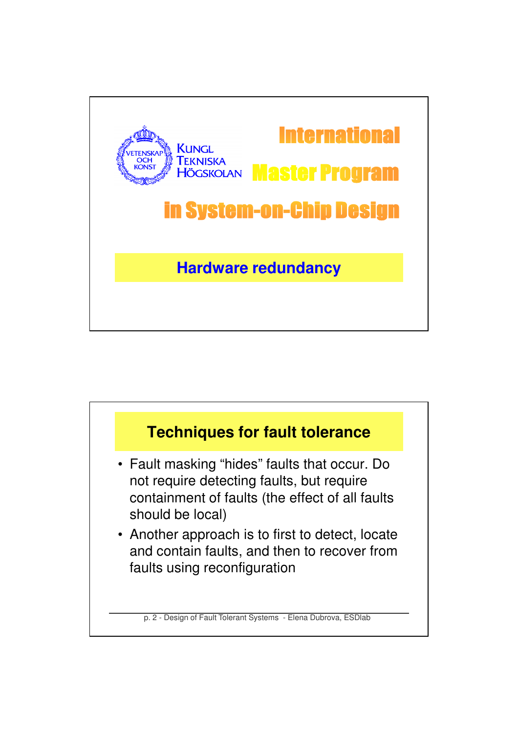KUNGL TEKNISKA HÖGSKOLAN

VETENSKAP OCH KONST

# International Master Program in System-on-Chip Design

## Hardware redundancy

---

## Techniques for fault tolerance

- Fault masking "hides" faults that occur. Do not require detecting faults, but require containment of faults (the effect of all faults should be local)
- Another approach is to first to detect, locate and contain faults, and then to recover from faults using reconfiguration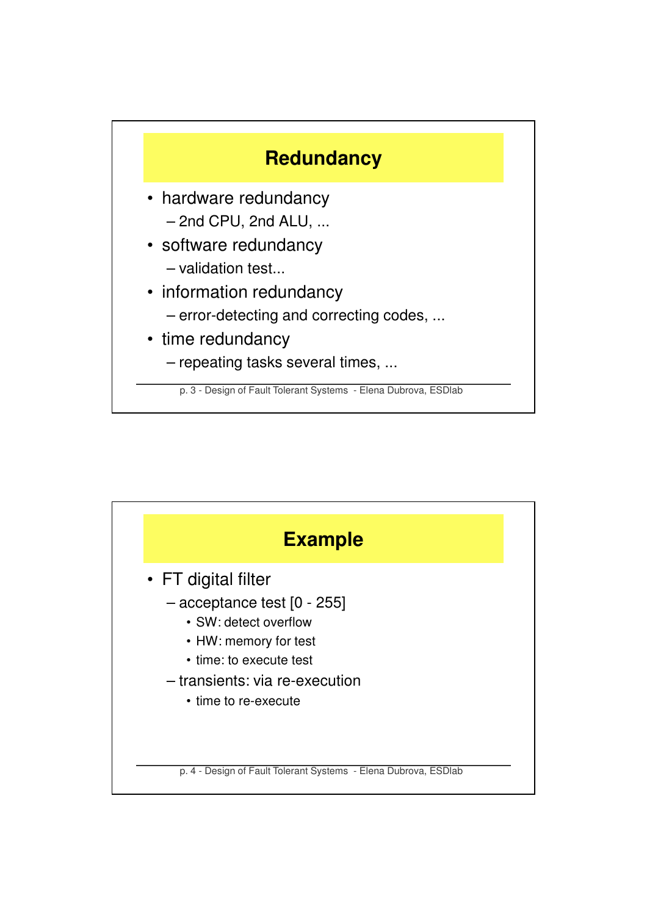## Redundancy

- hardware redundancy
  - 2nd CPU, 2nd ALU, ...
- software redundancy
  - validation test...
- information redundancy
  - error-detecting and correcting codes, ...
- time redundancy
  - repeating tasks several times, ...

## Example

- FT digital filter
  - acceptance test [0 - 255]
    - SW: detect overflow
    - HW: memory for test
    - time: to execute test
  - transients: via re-execution
    - time to re-execute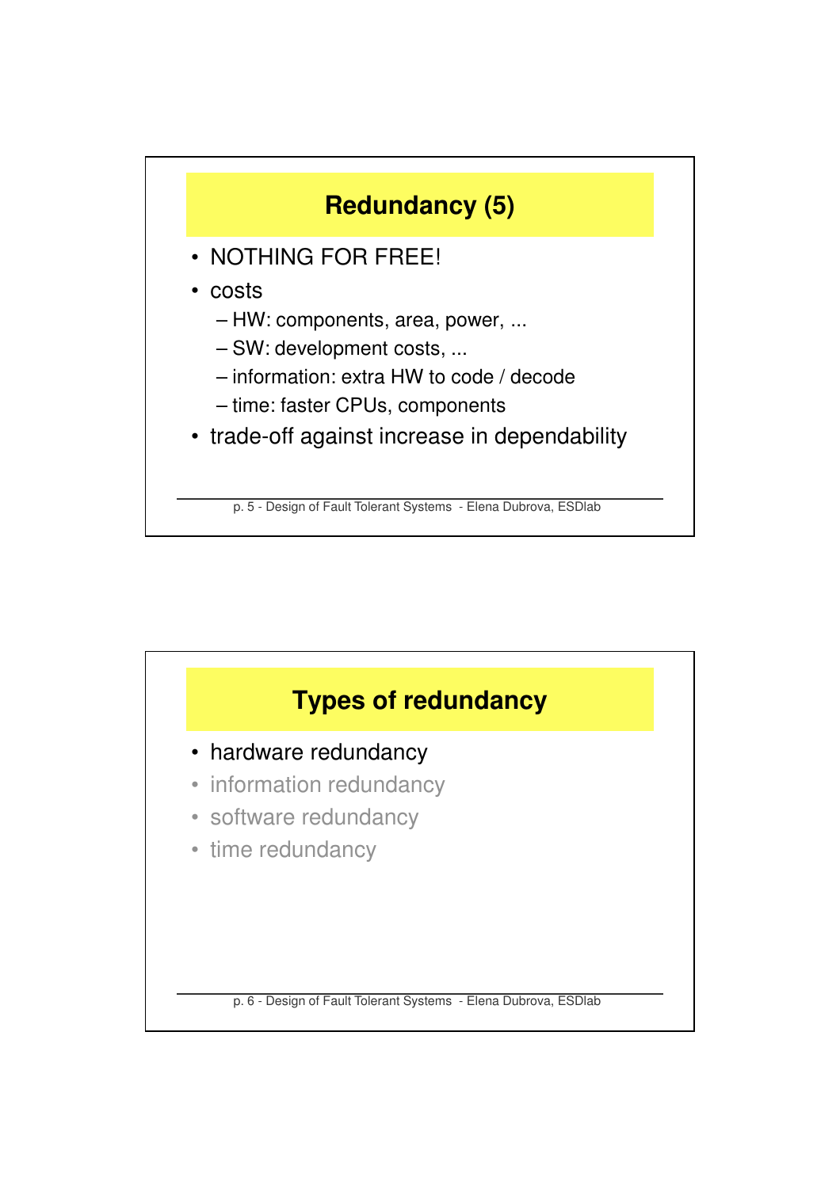## Redundancy (5)

- NOTHING FOR FREE!
- costs
  - HW: components, area, power, ...
  - SW: development costs, ...
  - information: extra HW to code / decode
  - time: faster CPUs, components
- trade-off against increase in dependability

## Types of redundancy

- hardware redundancy
- information redundancy
- software redundancy
- time redundancy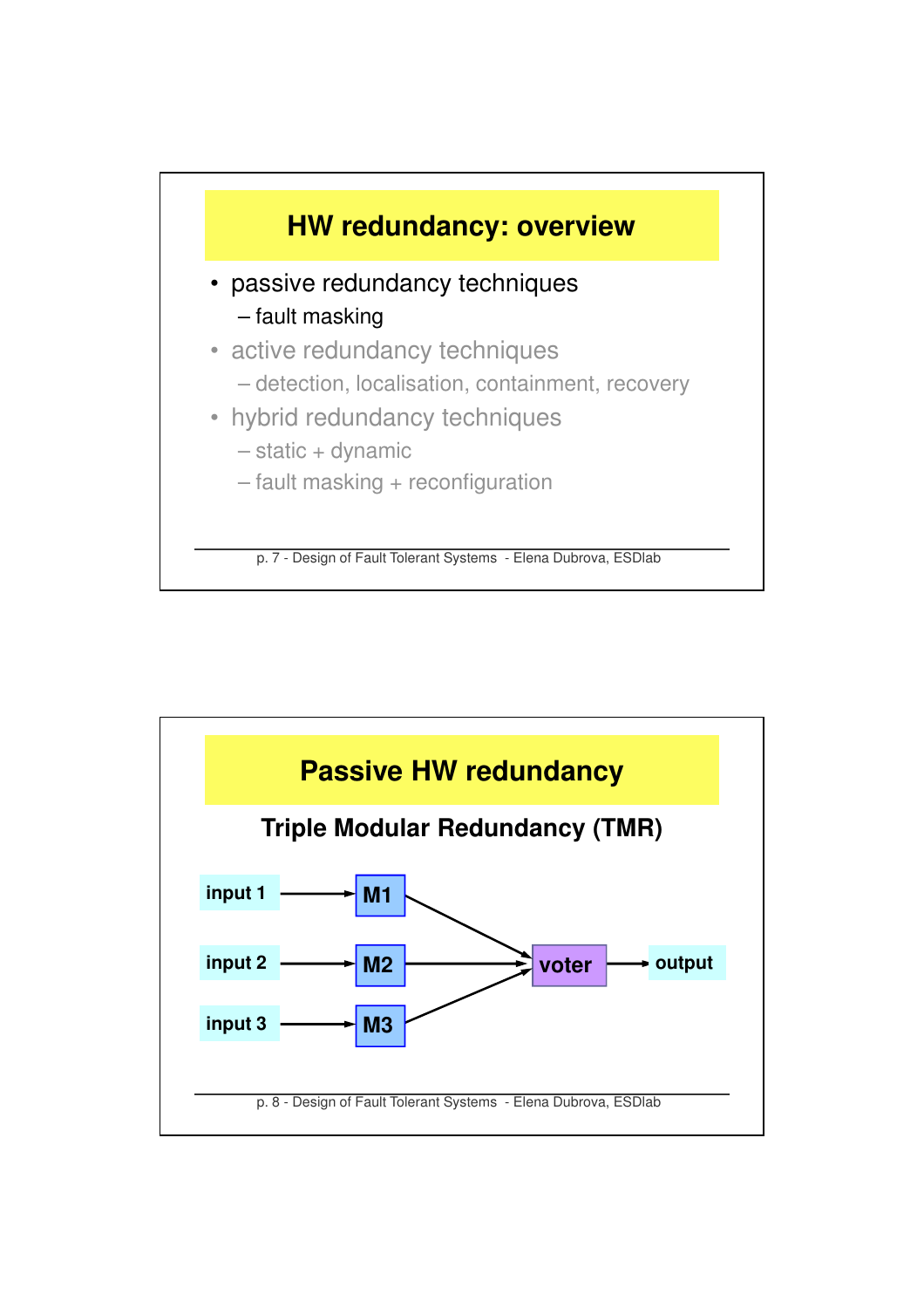## HW redundancy: overview

- passive redundancy techniques
  - fault masking
- active redundancy techniques
  - detection, localisation, containment, recovery
- hybrid redundancy techniques
  - static + dynamic
  - fault masking + reconfiguration

## Passive HW redundancy

### Triple Modular Redundancy (TMR)

input 1 → M1 → voter

input 2 → M2 → voter → output

input 3 → M3 → voter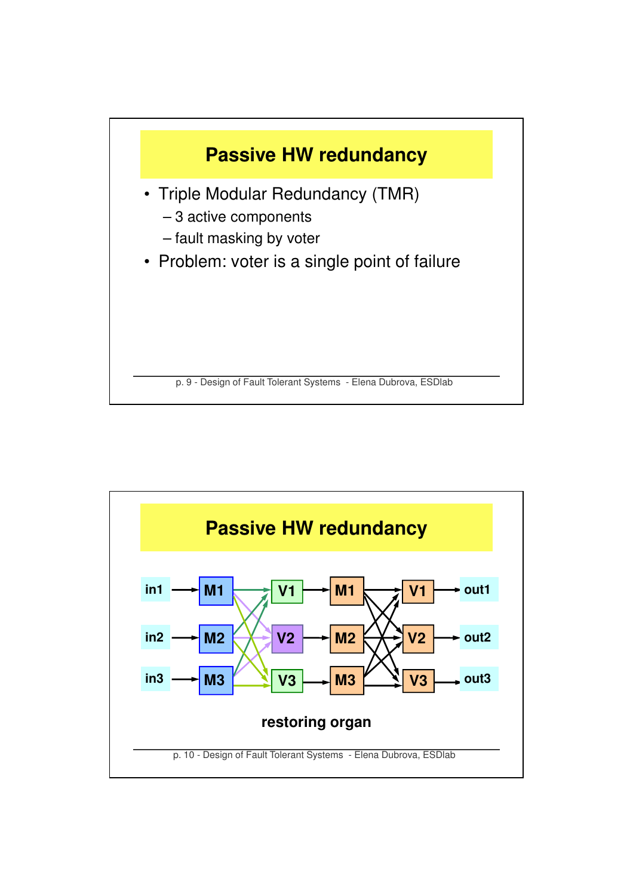## Passive HW redundancy

- Triple Modular Redundancy (TMR)
  - 3 active components
  - fault masking by voter
- Problem: voter is a single point of failure

## Passive HW redundancy

in1 → M1, in2 → M2, in3 → M3 → V1, V2, V3 → M1, M2, M3 → V1, V2, V3 → out1, out2, out3

**restoring organ**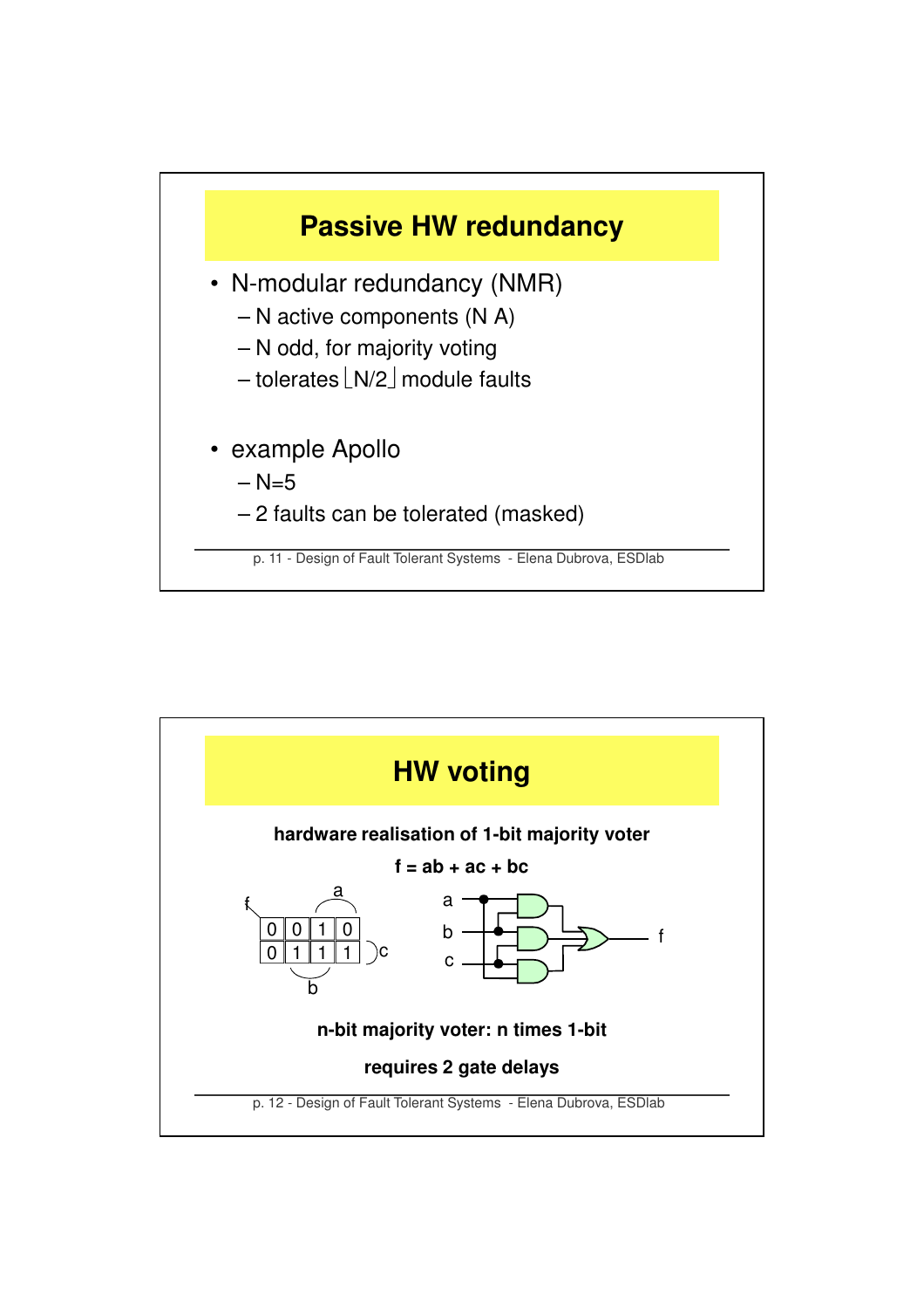## Passive HW redundancy

- N-modular redundancy (NMR)
  - N active components (N A)
  - N odd, for majority voting
  - tolerates $\lfloor N/2 \rfloor$ module faults
- example Apollo
  - N=5
  - 2 faults can be tolerated (masked)

## HW voting

**hardware realisation of 1-bit majority voter**

**f = ab + ac + bc**

| 0 | 0 | 1 | 0 |
|---|---|---|---|
| 0 | 1 | 1 | 1 |

**n-bit majority voter: n times 1-bit**

**requires 2 gate delays**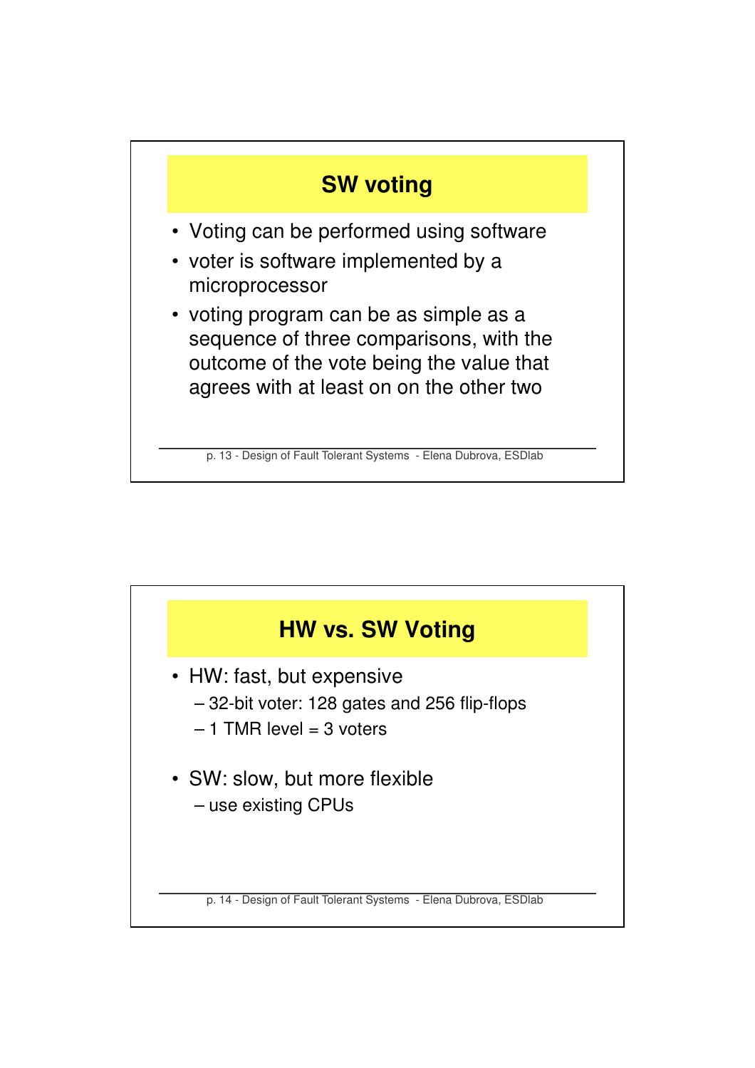## SW voting

- Voting can be performed using software
- voter is software implemented by a microprocessor
- voting program can be as simple as a sequence of three comparisons, with the outcome of the vote being the value that agrees with at least on on the other two

## HW vs. SW Voting

- HW: fast, but expensive
  - 32-bit voter: 128 gates and 256 flip-flops
  - 1 TMR level = 3 voters
- SW: slow, but more flexible
  - use existing CPUs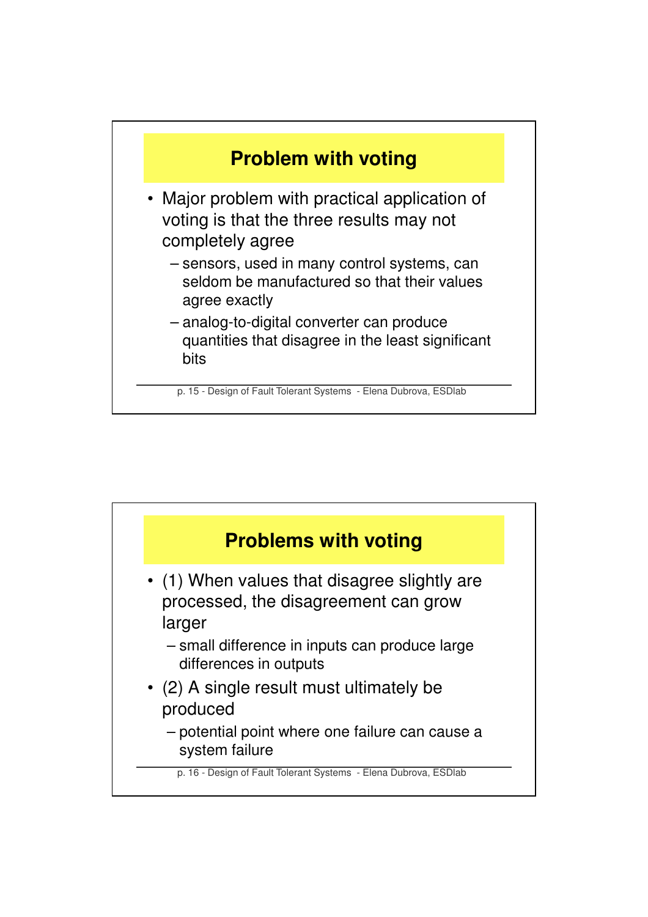## Problem with voting

- Major problem with practical application of voting is that the three results may not completely agree
  - sensors, used in many control systems, can seldom be manufactured so that their values agree exactly
  - analog-to-digital converter can produce quantities that disagree in the least significant bits

## Problems with voting

- (1) When values that disagree slightly are processed, the disagreement can grow larger
  - small difference in inputs can produce large differences in outputs
- (2) A single result must ultimately be produced
  - potential point where one failure can cause a system failure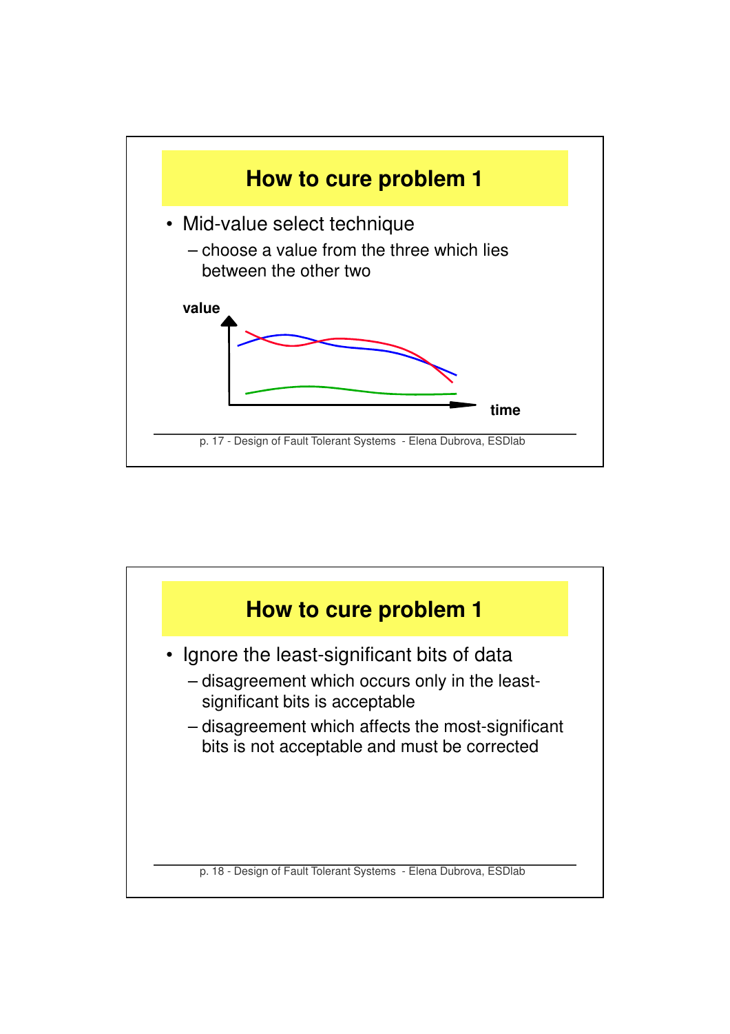# How to cure problem 1

- Mid-value select technique
  - choose a value from the three which lies between the other two

# How to cure problem 1

- Ignore the least-significant bits of data
  - disagreement which occurs only in the least-significant bits is acceptable
  - disagreement which affects the most-significant bits is not acceptable and must be corrected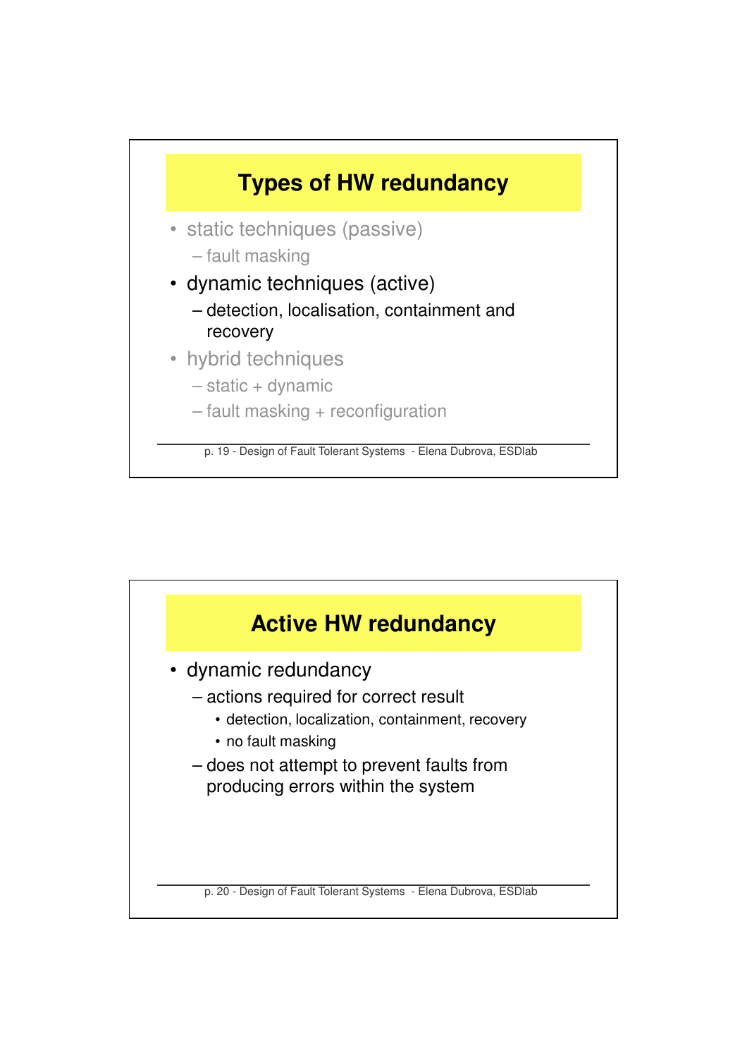## Types of HW redundancy

- static techniques (passive)
  - fault masking
- dynamic techniques (active)
  - detection, localisation, containment and recovery
- hybrid techniques
  - static + dynamic
  - fault masking + reconfiguration

## Active HW redundancy

- dynamic redundancy
  - actions required for correct result
    - detection, localization, containment, recovery
    - no fault masking
  - does not attempt to prevent faults from producing errors within the system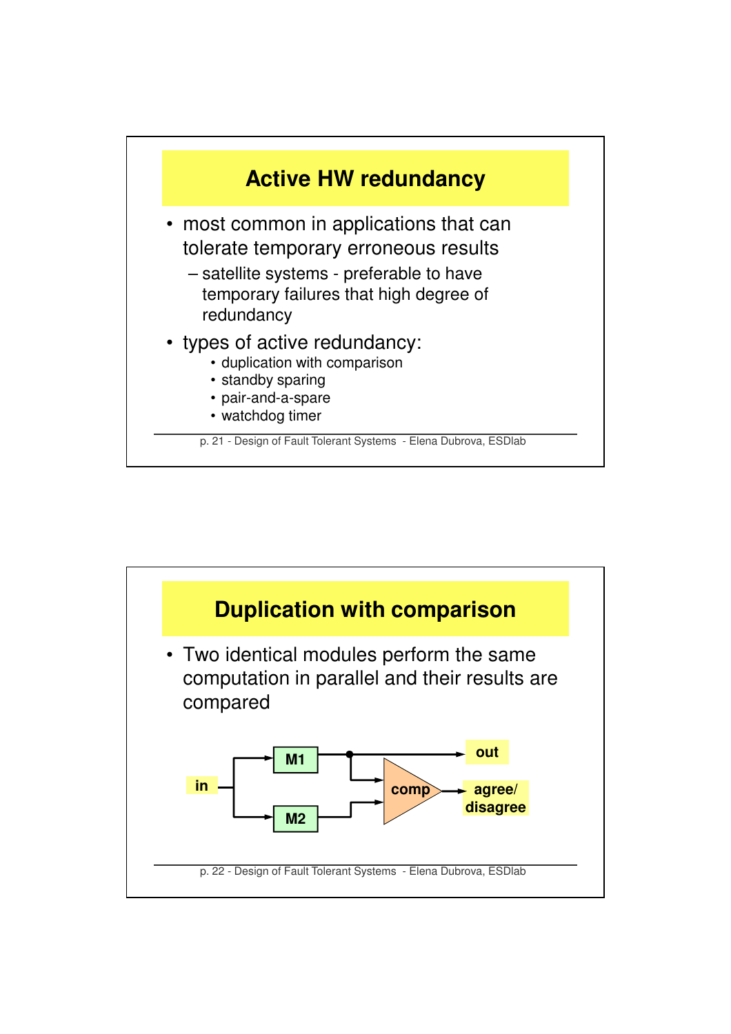## Active HW redundancy

- most common in applications that can tolerate temporary erroneous results
  - satellite systems - preferable to have temporary failures that high degree of redundancy
- types of active redundancy:
  - duplication with comparison
  - standby sparing
  - pair-and-a-spare
  - watchdog timer

## Duplication with comparison

- Two identical modules perform the same computation in parallel and their results are compared

in

M1

M2

comp

out

agree/ disagree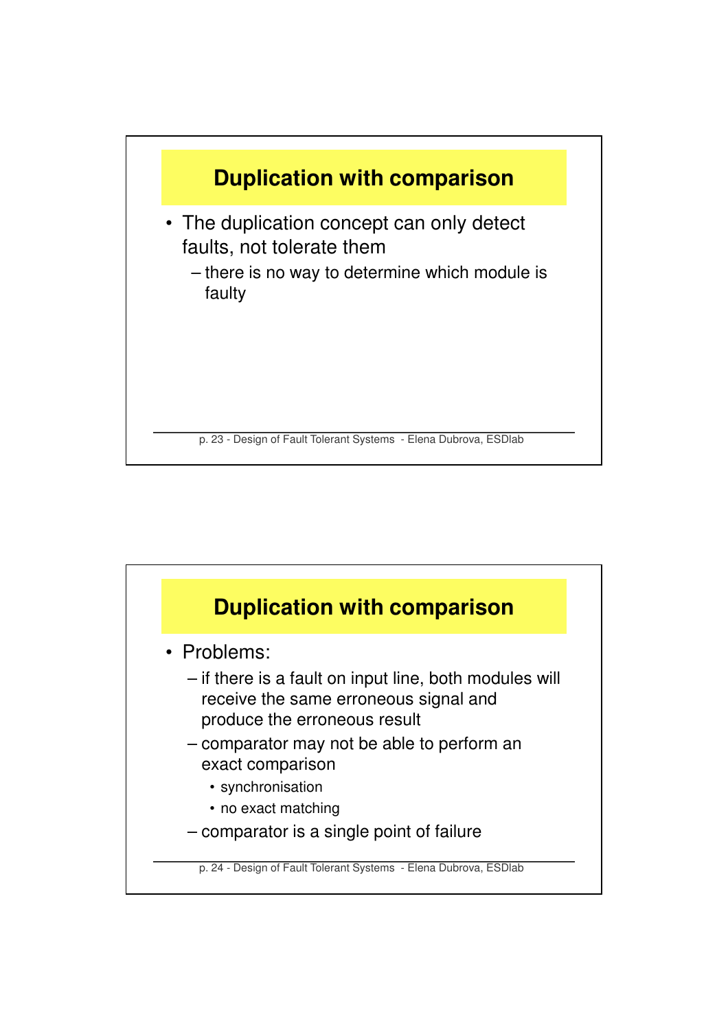## Duplication with comparison

- The duplication concept can only detect faults, not tolerate them
  - there is no way to determine which module is faulty

## Duplication with comparison

- Problems:
  - if there is a fault on input line, both modules will receive the same erroneous signal and produce the erroneous result
  - comparator may not be able to perform an exact comparison
    - synchronisation
    - no exact matching
  - comparator is a single point of failure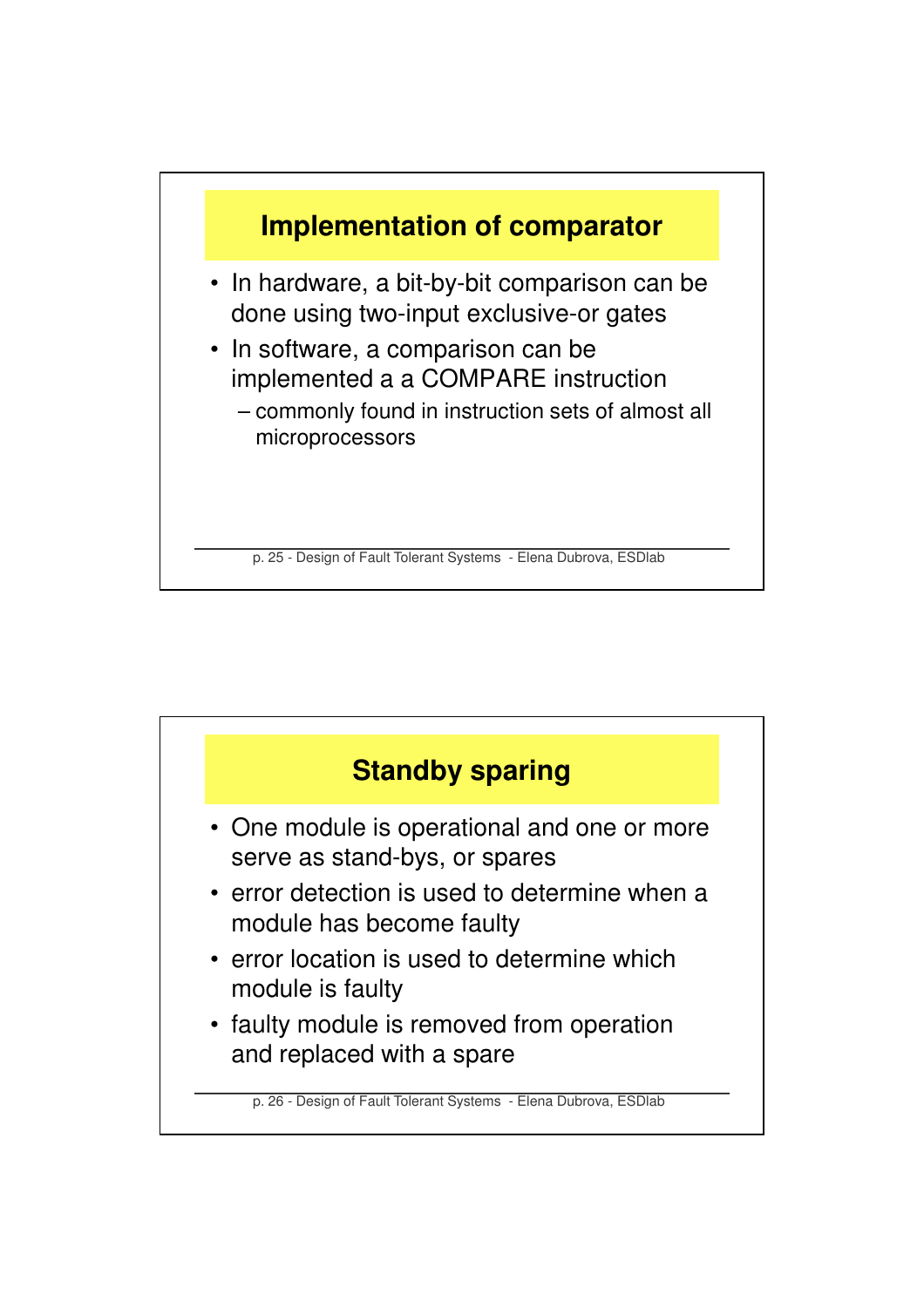## Implementation of comparator

- In hardware, a bit-by-bit comparison can be done using two-input exclusive-or gates
- In software, a comparison can be implemented a a COMPARE instruction
  - commonly found in instruction sets of almost all microprocessors

## Standby sparing

- One module is operational and one or more serve as stand-bys, or spares
- error detection is used to determine when a module has become faulty
- error location is used to determine which module is faulty
- faulty module is removed from operation and replaced with a spare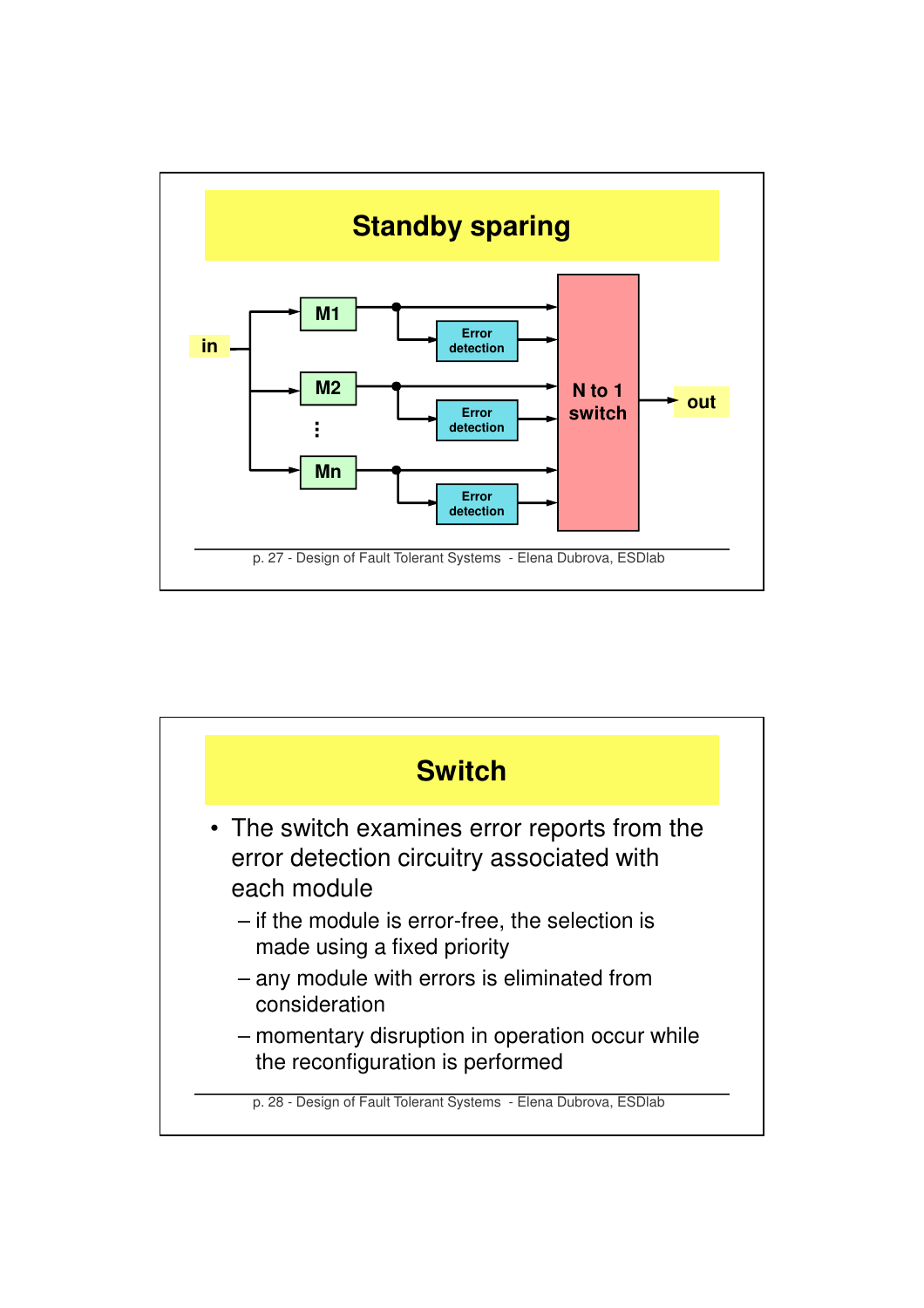## Standby sparing

in → M1, M2, ..., Mn → Error detection → N to 1 switch → out

## Switch

- The switch examines error reports from the error detection circuitry associated with each module
  - if the module is error-free, the selection is made using a fixed priority
  - any module with errors is eliminated from consideration
  - momentary disruption in operation occur while the reconfiguration is performed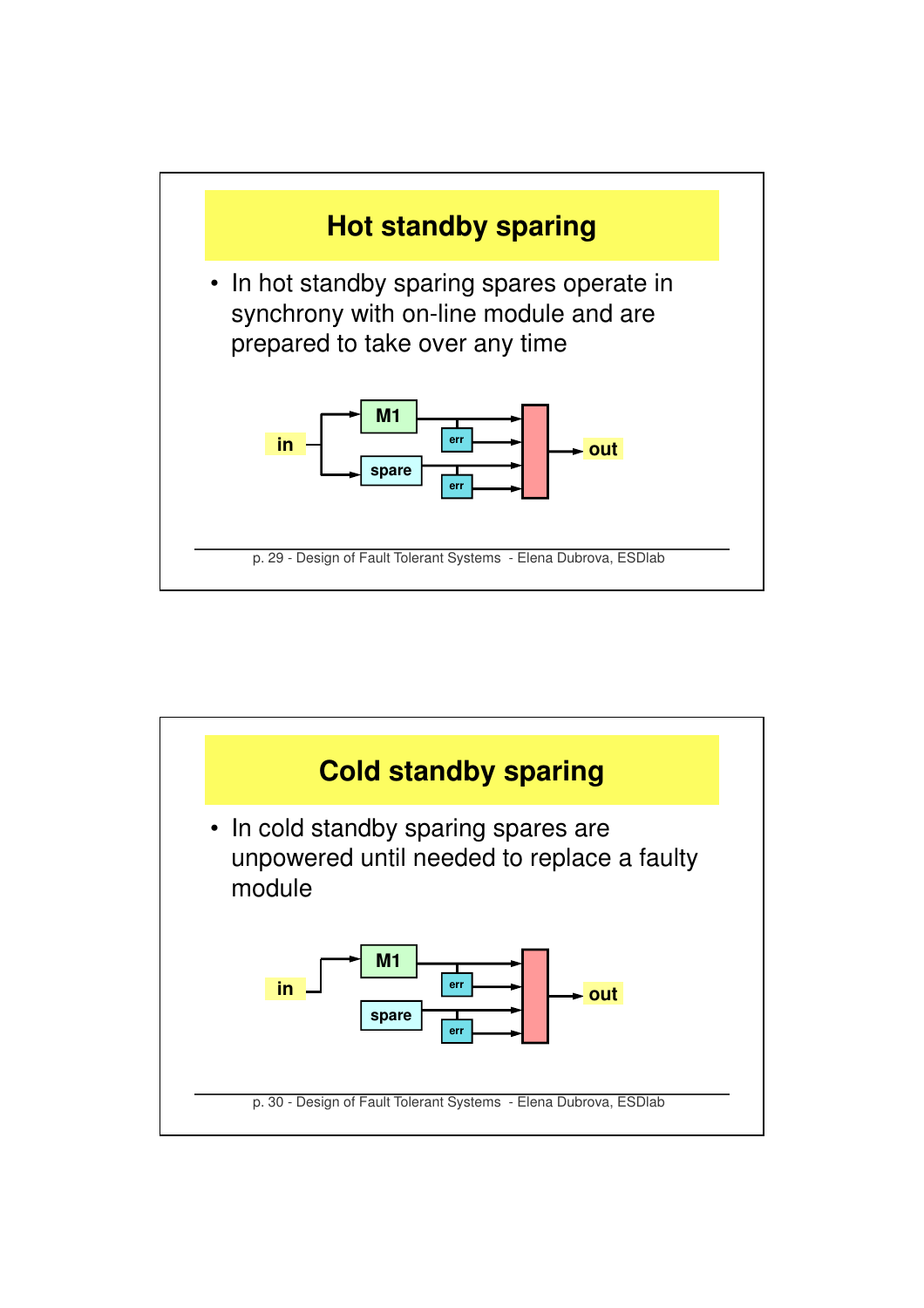# Hot standby sparing

- In hot standby sparing spares operate in synchrony with on-line module and are prepared to take over any time

in

M1

spare

err

err

out

# Cold standby sparing

- In cold standby sparing spares are unpowered until needed to replace a faulty module

in

M1

spare

err

err

out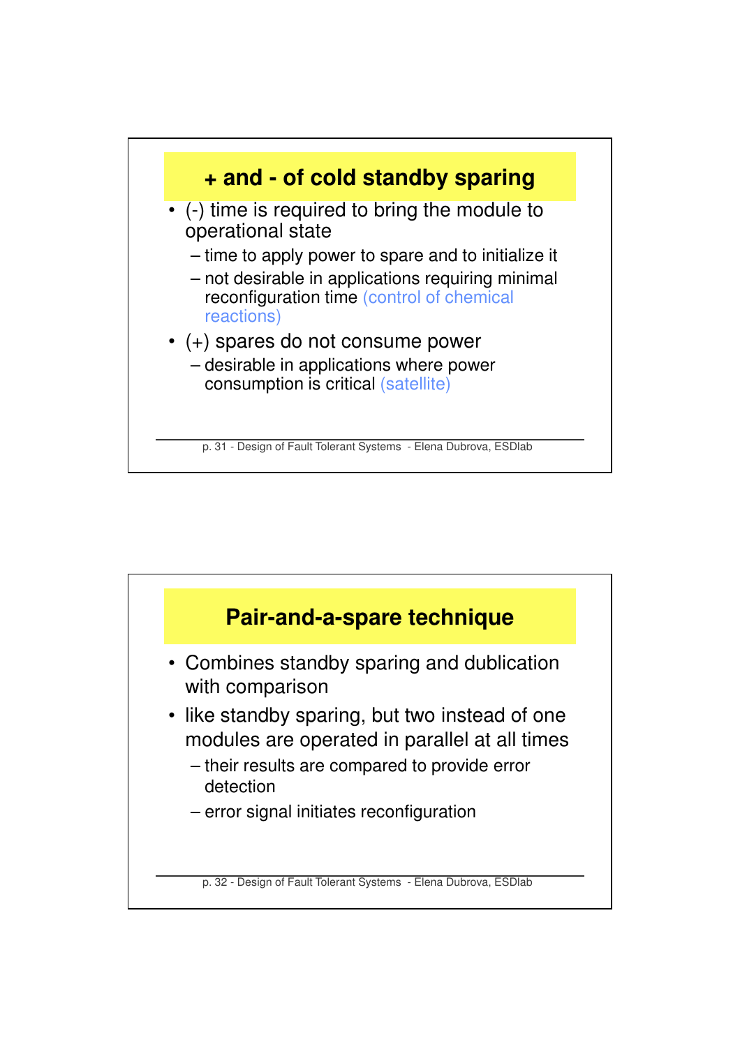## + and - of cold standby sparing

- (-) time is required to bring the module to operational state
  - time to apply power to spare and to initialize it
  - not desirable in applications requiring minimal reconfiguration time (control of chemical reactions)
- (+) spares do not consume power
  - desirable in applications where power consumption is critical (satellite)

## Pair-and-a-spare technique

- Combines standby sparing and dublication with comparison
- like standby sparing, but two instead of one modules are operated in parallel at all times
  - their results are compared to provide error detection
  - error signal initiates reconfiguration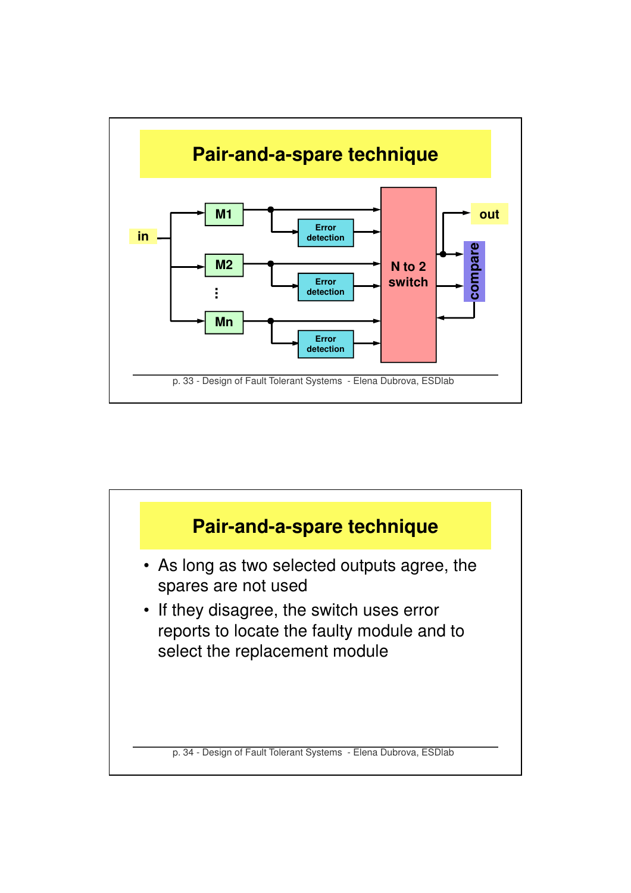## Pair-and-a-spare technique

in — M1, M2, ⋮, Mn — Error detection — N to 2 switch — compare — out

## Pair-and-a-spare technique

- As long as two selected outputs agree, the spares are not used
- If they disagree, the switch uses error reports to locate the faulty module and to select the replacement module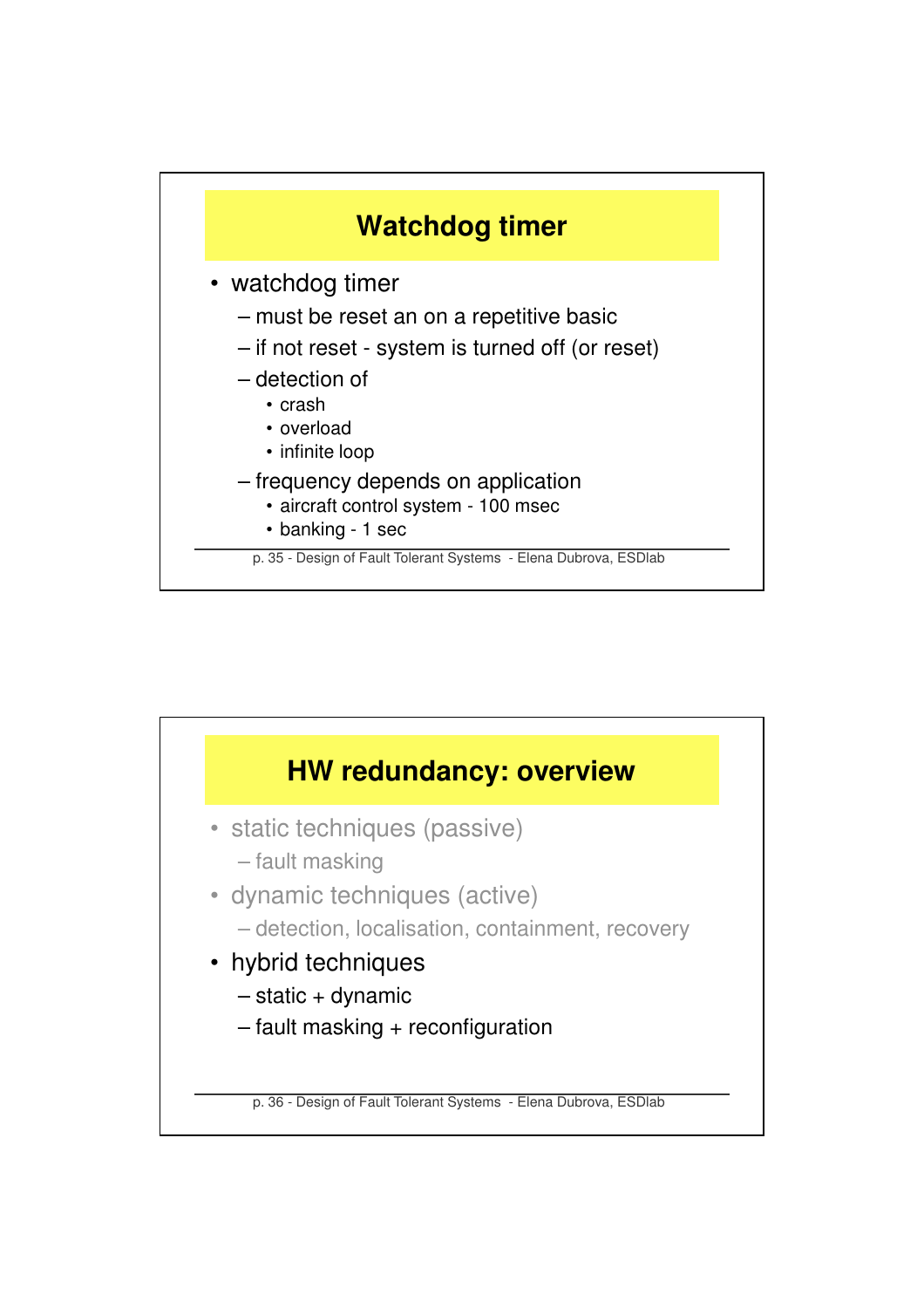## Watchdog timer

- watchdog timer
  - must be reset an on a repetitive basic
  - if not reset - system is turned off (or reset)
  - detection of
    - crash
    - overload
    - infinite loop
  - frequency depends on application
    - aircraft control system - 100 msec
    - banking - 1 sec

## HW redundancy: overview

- static techniques (passive)
  - fault masking
- dynamic techniques (active)
  - detection, localisation, containment, recovery
- hybrid techniques
  - static + dynamic
  - fault masking + reconfiguration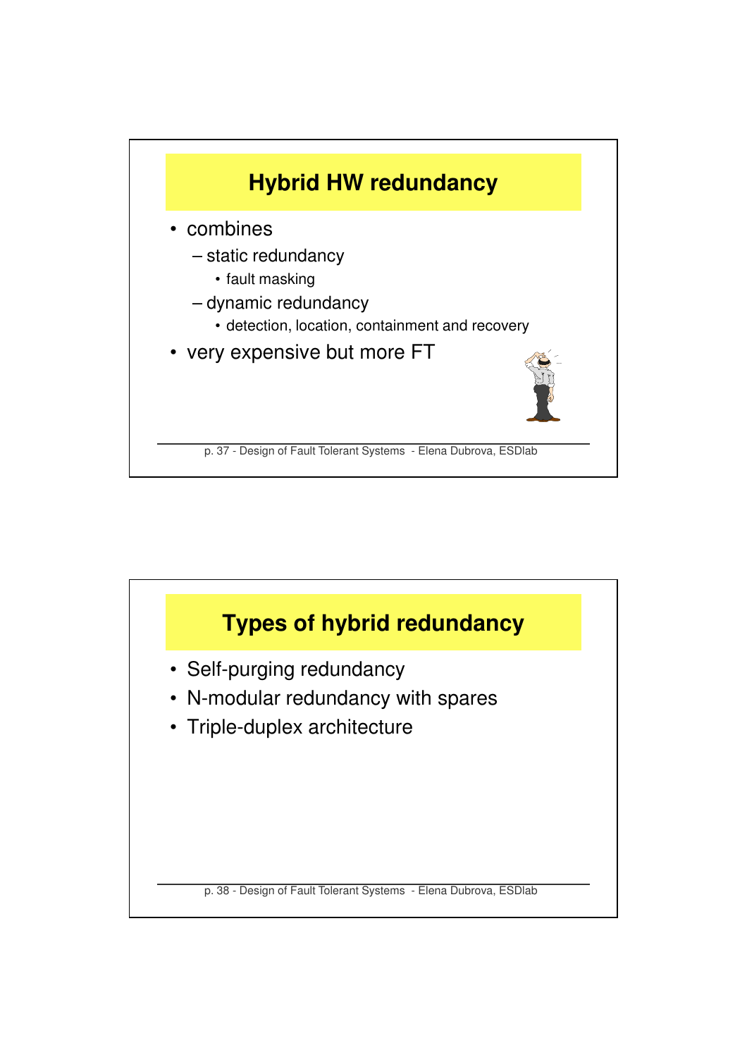## Hybrid HW redundancy

- combines
  - static redundancy
    - fault masking
  - dynamic redundancy
    - detection, location, containment and recovery
- very expensive but more FT

## Types of hybrid redundancy

- Self-purging redundancy
- N-modular redundancy with spares
- Triple-duplex architecture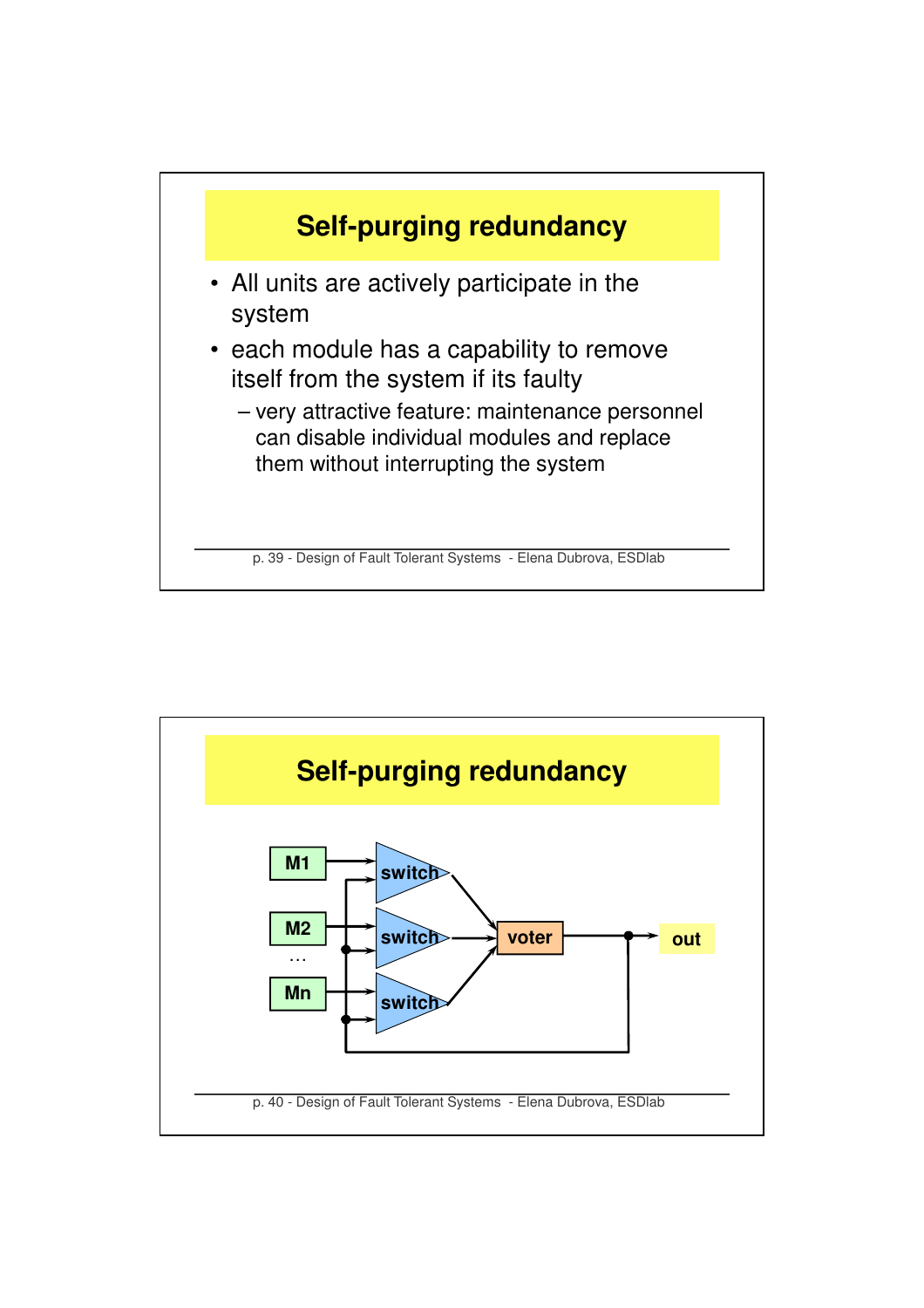# Self-purging redundancy

- All units are actively participate in the system
- each module has a capability to remove itself from the system if its faulty
  - very attractive feature: maintenance personnel can disable individual modules and replace them without interrupting the system

# Self-purging redundancy

M1

M2

…

Mn

switch

switch

switch

voter

out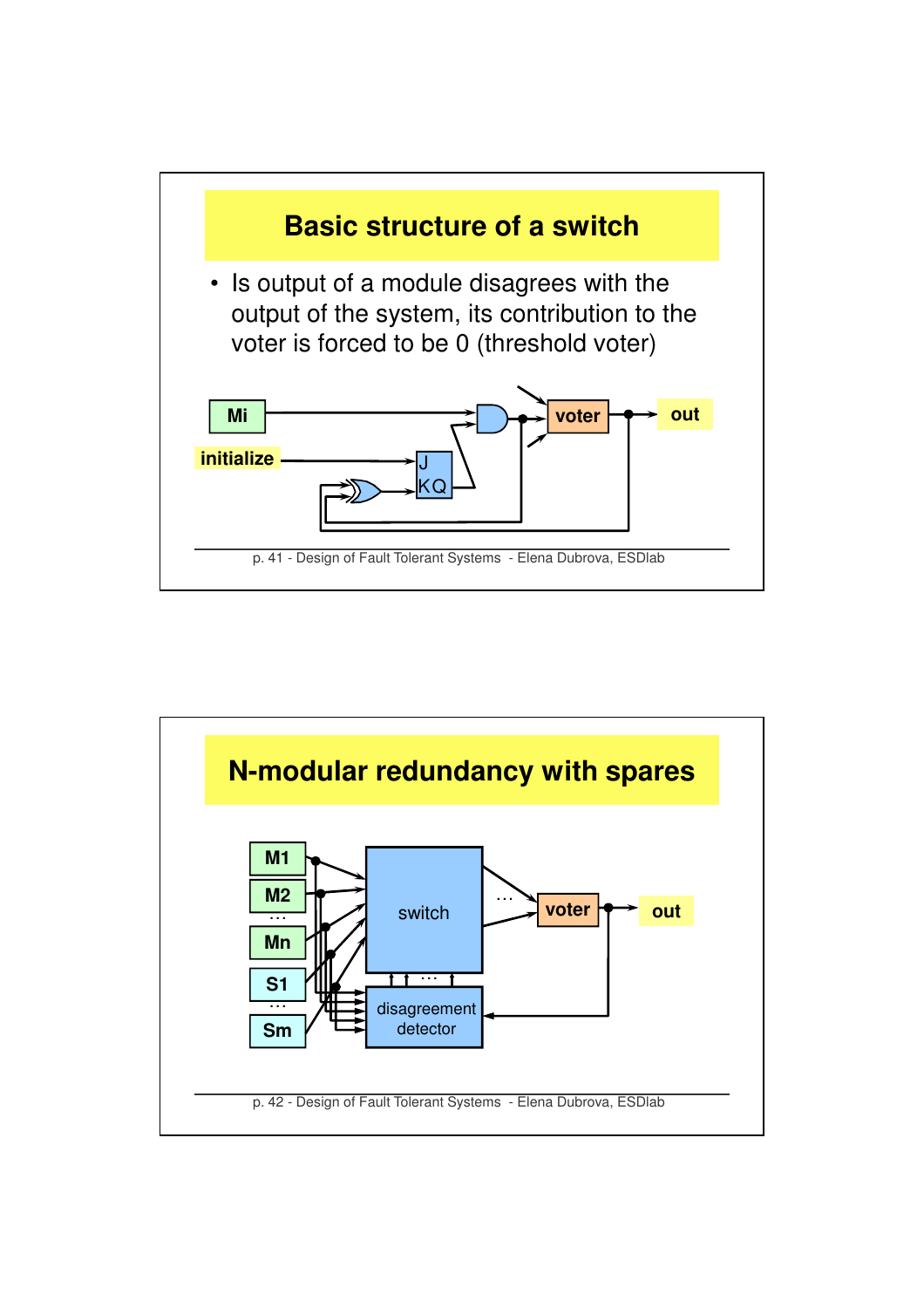# Basic structure of a switch

- Is output of a module disagrees with the output of the system, its contribution to the voter is forced to be 0 (threshold voter)

Mi

initialize

J

KQ

voter

out

# N-modular redundancy with spares

M1

M2

…

Mn

S1

…

Sm

switch

…

voter

out

disagreement detector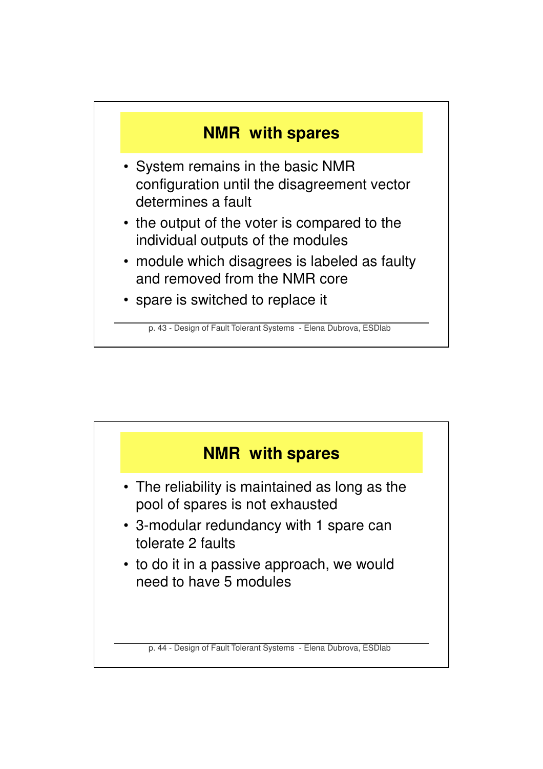## NMR with spares

- System remains in the basic NMR configuration until the disagreement vector determines a fault
- the output of the voter is compared to the individual outputs of the modules
- module which disagrees is labeled as faulty and removed from the NMR core
- spare is switched to replace it

## NMR with spares

- The reliability is maintained as long as the pool of spares is not exhausted
- 3-modular redundancy with 1 spare can tolerate 2 faults
- to do it in a passive approach, we would need to have 5 modules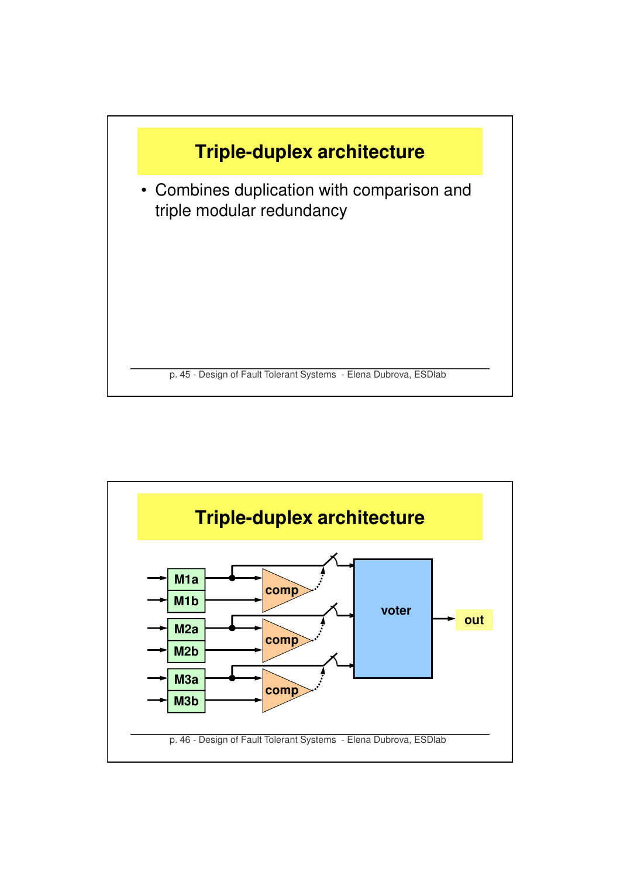# Triple-duplex architecture

- Combines duplication with comparison and triple modular redundancy

# Triple-duplex architecture

M1a, M1b, M2a, M2b, M3a, M3b, comp, comp, comp, voter, out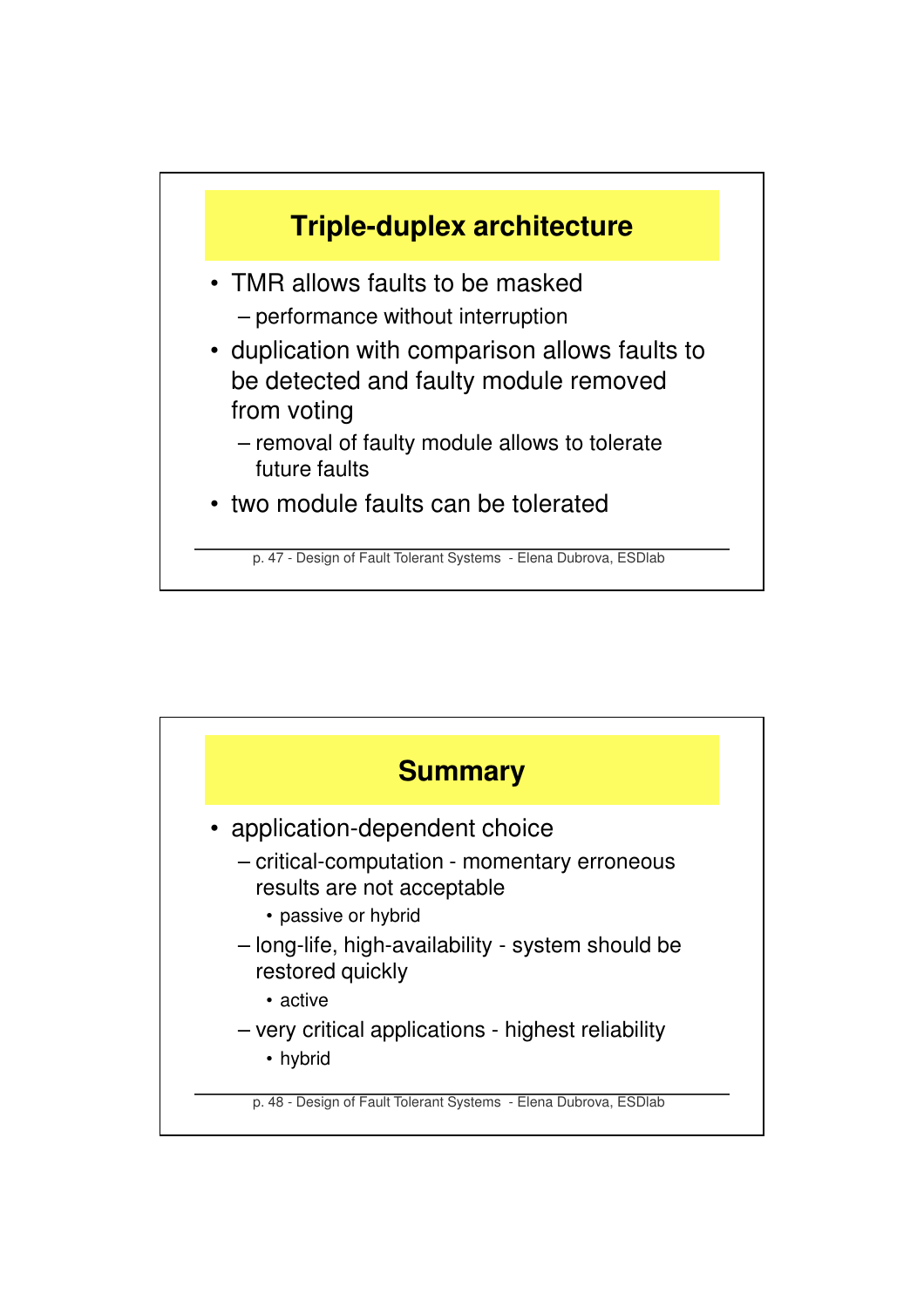## Triple-duplex architecture

- TMR allows faults to be masked
  - performance without interruption
- duplication with comparison allows faults to be detected and faulty module removed from voting
  - removal of faulty module allows to tolerate future faults
- two module faults can be tolerated

## Summary

- application-dependent choice
  - critical-computation - momentary erroneous results are not acceptable
    - passive or hybrid
  - long-life, high-availability - system should be restored quickly
    - active
  - very critical applications - highest reliability
    - hybrid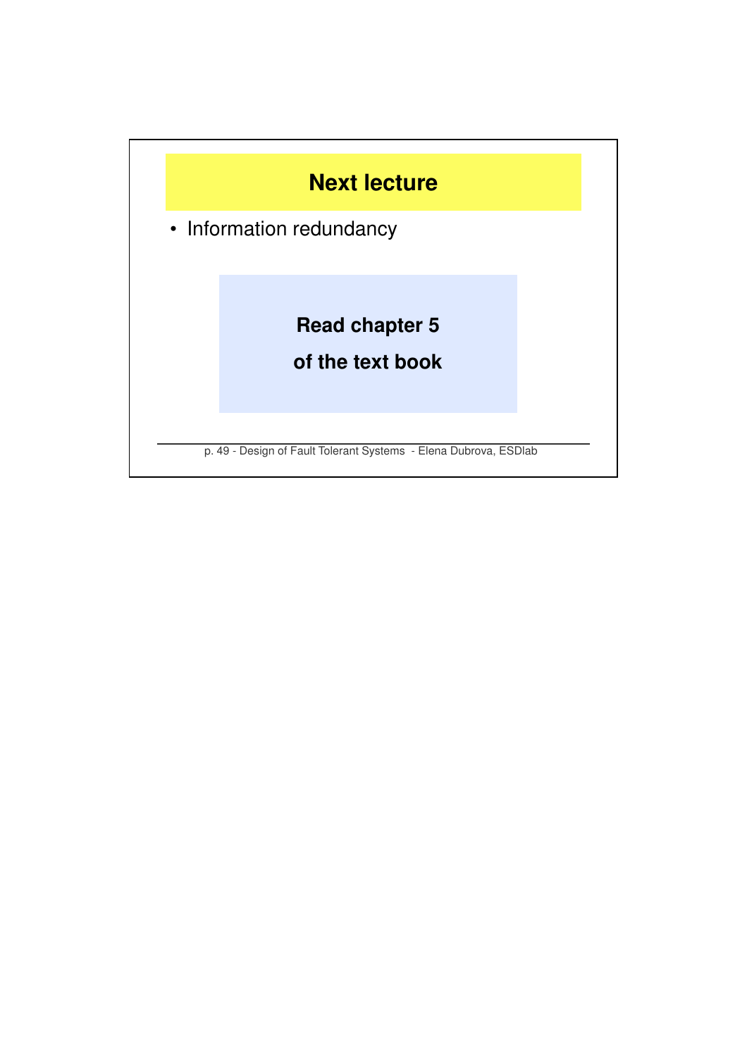# Next lecture

- Information redundancy

**Read chapter 5**

**of the text book**